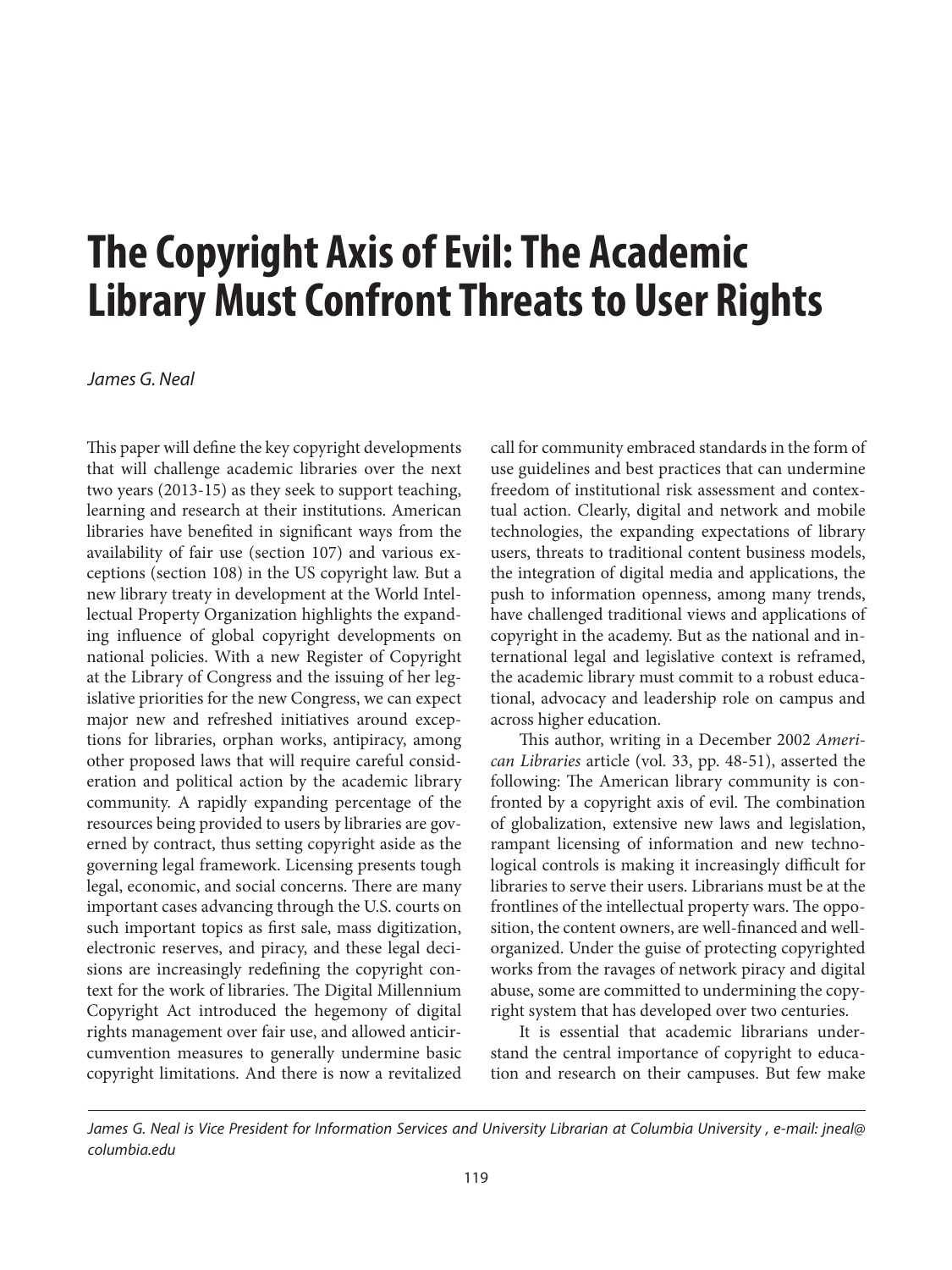# The Copyright Axis of Evil: The Academic Library Must Confront Threats to User Rights

*James G. Neal*

This paper will define the key copyright developments that will challenge academic libraries over the next two years (2013-15) as they seek to support teaching, learning and research at their institutions. American libraries have benefited in significant ways from the availability of fair use (section 107) and various exceptions (section 108) in the US copyright law. But a new library treaty in development at the World Intellectual Property Organization highlights the expanding influence of global copyright developments on national policies. With a new Register of Copyright at the Library of Congress and the issuing of her legislative priorities for the new Congress, we can expect major new and refreshed initiatives around exceptions for libraries, orphan works, antipiracy, among other proposed laws that will require careful consideration and political action by the academic library community. A rapidly expanding percentage of the resources being provided to users by libraries are governed by contract, thus setting copyright aside as the governing legal framework. Licensing presents tough legal, economic, and social concerns. There are many important cases advancing through the U.S. courts on such important topics as first sale, mass digitization, electronic reserves, and piracy, and these legal decisions are increasingly redefining the copyright context for the work of libraries. The Digital Millennium Copyright Act introduced the hegemony of digital rights management over fair use, and allowed anticircumvention measures to generally undermine basic copyright limitations. And there is now a revitalized call for community embraced standards in the form of use guidelines and best practices that can undermine freedom of institutional risk assessment and contextual action. Clearly, digital and network and mobile technologies, the expanding expectations of library users, threats to traditional content business models, the integration of digital media and applications, the push to information openness, among many trends, have challenged traditional views and applications of copyright in the academy. But as the national and international legal and legislative context is reframed, the academic library must commit to a robust educational, advocacy and leadership role on campus and across higher education.

This author, writing in a December 2002 *American Libraries* article (vol. 33, pp. 48-51), asserted the following: The American library community is confronted by a copyright axis of evil. The combination of globalization, extensive new laws and legislation, rampant licensing of information and new technological controls is making it increasingly difficult for libraries to serve their users. Librarians must be at the frontlines of the intellectual property wars. The opposition, the content owners, are well-financed and well-organized. Under the guise of protecting copyrighted works from the ravages of network piracy and digital abuse, some are committed to undermining the copyright system that has developed over two centuries.

It is essential that academic librarians understand the central importance of copyright to education and research on their campuses. But few make

---

*James G. Neal is Vice President for Information Services and University Librarian at Columbia University , e-mail: jneal@columbia.edu*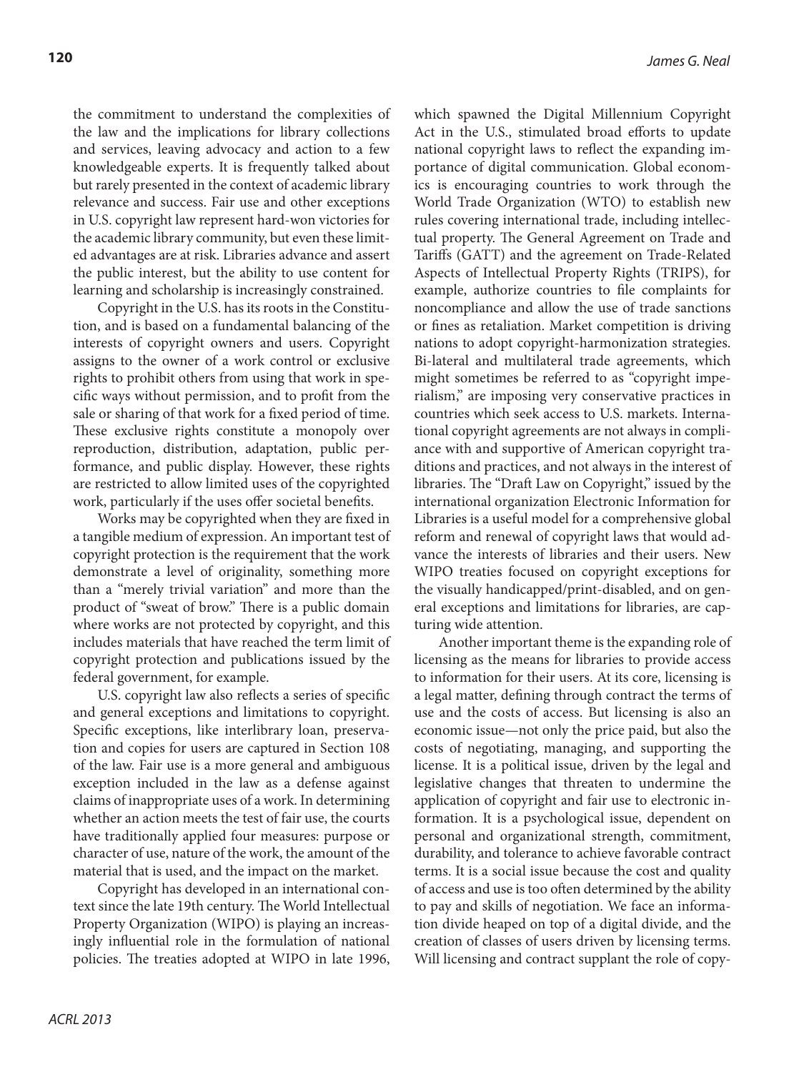the commitment to understand the complexities of the law and the implications for library collections and services, leaving advocacy and action to a few knowledgeable experts. It is frequently talked about but rarely presented in the context of academic library relevance and success. Fair use and other exceptions in U.S. copyright law represent hard-won victories for the academic library community, but even these limited advantages are at risk. Libraries advance and assert the public interest, but the ability to use content for learning and scholarship is increasingly constrained.

Copyright in the U.S. has its roots in the Constitution, and is based on a fundamental balancing of the interests of copyright owners and users. Copyright assigns to the owner of a work control or exclusive rights to prohibit others from using that work in specific ways without permission, and to profit from the sale or sharing of that work for a fixed period of time. These exclusive rights constitute a monopoly over reproduction, distribution, adaptation, public performance, and public display. However, these rights are restricted to allow limited uses of the copyrighted work, particularly if the uses offer societal benefits.

Works may be copyrighted when they are fixed in a tangible medium of expression. An important test of copyright protection is the requirement that the work demonstrate a level of originality, something more than a "merely trivial variation" and more than the product of "sweat of brow." There is a public domain where works are not protected by copyright, and this includes materials that have reached the term limit of copyright protection and publications issued by the federal government, for example.

U.S. copyright law also reflects a series of specific and general exceptions and limitations to copyright. Specific exceptions, like interlibrary loan, preservation and copies for users are captured in Section 108 of the law. Fair use is a more general and ambiguous exception included in the law as a defense against claims of inappropriate uses of a work. In determining whether an action meets the test of fair use, the courts have traditionally applied four measures: purpose or character of use, nature of the work, the amount of the material that is used, and the impact on the market.

Copyright has developed in an international context since the late 19th century. The World Intellectual Property Organization (WIPO) is playing an increasingly influential role in the formulation of national policies. The treaties adopted at WIPO in late 1996, which spawned the Digital Millennium Copyright Act in the U.S., stimulated broad efforts to update national copyright laws to reflect the expanding importance of digital communication. Global economics is encouraging countries to work through the World Trade Organization (WTO) to establish new rules covering international trade, including intellectual property. The General Agreement on Trade and Tariffs (GATT) and the agreement on Trade-Related Aspects of Intellectual Property Rights (TRIPS), for example, authorize countries to file complaints for noncompliance and allow the use of trade sanctions or fines as retaliation. Market competition is driving nations to adopt copyright-harmonization strategies. Bi-lateral and multilateral trade agreements, which might sometimes be referred to as "copyright imperialism," are imposing very conservative practices in countries which seek access to U.S. markets. International copyright agreements are not always in compliance with and supportive of American copyright traditions and practices, and not always in the interest of libraries. The "Draft Law on Copyright," issued by the international organization Electronic Information for Libraries is a useful model for a comprehensive global reform and renewal of copyright laws that would advance the interests of libraries and their users. New WIPO treaties focused on copyright exceptions for the visually handicapped/print-disabled, and on general exceptions and limitations for libraries, are capturing wide attention.

Another important theme is the expanding role of licensing as the means for libraries to provide access to information for their users. At its core, licensing is a legal matter, defining through contract the terms of use and the costs of access. But licensing is also an economic issue—not only the price paid, but also the costs of negotiating, managing, and supporting the license. It is a political issue, driven by the legal and legislative changes that threaten to undermine the application of copyright and fair use to electronic information. It is a psychological issue, dependent on personal and organizational strength, commitment, durability, and tolerance to achieve favorable contract terms. It is a social issue because the cost and quality of access and use is too often determined by the ability to pay and skills of negotiation. We face an information divide heaped on top of a digital divide, and the creation of classes of users driven by licensing terms. Will licensing and contract supplant the role of copy-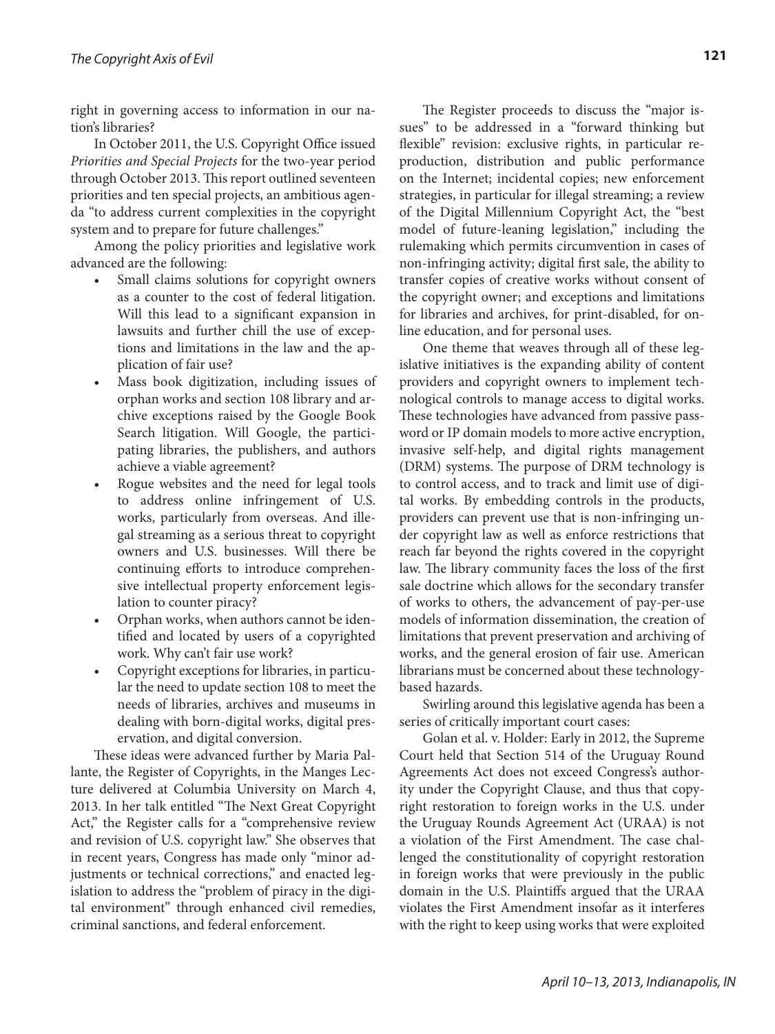right in governing access to information in our nation's libraries?

In October 2011, the U.S. Copyright Office issued *Priorities and Special Projects* for the two-year period through October 2013. This report outlined seventeen priorities and ten special projects, an ambitious agenda "to address current complexities in the copyright system and to prepare for future challenges."

Among the policy priorities and legislative work advanced are the following:

- Small claims solutions for copyright owners as a counter to the cost of federal litigation. Will this lead to a significant expansion in lawsuits and further chill the use of exceptions and limitations in the law and the application of fair use?
- Mass book digitization, including issues of orphan works and section 108 library and archive exceptions raised by the Google Book Search litigation. Will Google, the participating libraries, the publishers, and authors achieve a viable agreement?
- Rogue websites and the need for legal tools to address online infringement of U.S. works, particularly from overseas. And illegal streaming as a serious threat to copyright owners and U.S. businesses. Will there be continuing efforts to introduce comprehensive intellectual property enforcement legislation to counter piracy?
- Orphan works, when authors cannot be identified and located by users of a copyrighted work. Why can't fair use work?
- Copyright exceptions for libraries, in particular the need to update section 108 to meet the needs of libraries, archives and museums in dealing with born-digital works, digital preservation, and digital conversion.

These ideas were advanced further by Maria Pallante, the Register of Copyrights, in the Manges Lecture delivered at Columbia University on March 4, 2013. In her talk entitled "The Next Great Copyright Act," the Register calls for a "comprehensive review and revision of U.S. copyright law." She observes that in recent years, Congress has made only "minor adjustments or technical corrections," and enacted legislation to address the "problem of piracy in the digital environment" through enhanced civil remedies, criminal sanctions, and federal enforcement.

The Register proceeds to discuss the "major issues" to be addressed in a "forward thinking but flexible" revision: exclusive rights, in particular reproduction, distribution and public performance on the Internet; incidental copies; new enforcement strategies, in particular for illegal streaming; a review of the Digital Millennium Copyright Act, the "best model of future-leaning legislation," including the rulemaking which permits circumvention in cases of non-infringing activity; digital first sale, the ability to transfer copies of creative works without consent of the copyright owner; and exceptions and limitations for libraries and archives, for print-disabled, for online education, and for personal uses.

One theme that weaves through all of these legislative initiatives is the expanding ability of content providers and copyright owners to implement technological controls to manage access to digital works. These technologies have advanced from passive password or IP domain models to more active encryption, invasive self-help, and digital rights management (DRM) systems. The purpose of DRM technology is to control access, and to track and limit use of digital works. By embedding controls in the products, providers can prevent use that is non-infringing under copyright law as well as enforce restrictions that reach far beyond the rights covered in the copyright law. The library community faces the loss of the first sale doctrine which allows for the secondary transfer of works to others, the advancement of pay-per-use models of information dissemination, the creation of limitations that prevent preservation and archiving of works, and the general erosion of fair use. American librarians must be concerned about these technology-based hazards.

Swirling around this legislative agenda has been a series of critically important court cases:

Golan et al. v. Holder: Early in 2012, the Supreme Court held that Section 514 of the Uruguay Round Agreements Act does not exceed Congress's authority under the Copyright Clause, and thus that copyright restoration to foreign works in the U.S. under the Uruguay Rounds Agreement Act (URAA) is not a violation of the First Amendment. The case challenged the constitutionality of copyright restoration in foreign works that were previously in the public domain in the U.S. Plaintiffs argued that the URAA violates the First Amendment insofar as it interferes with the right to keep using works that were exploited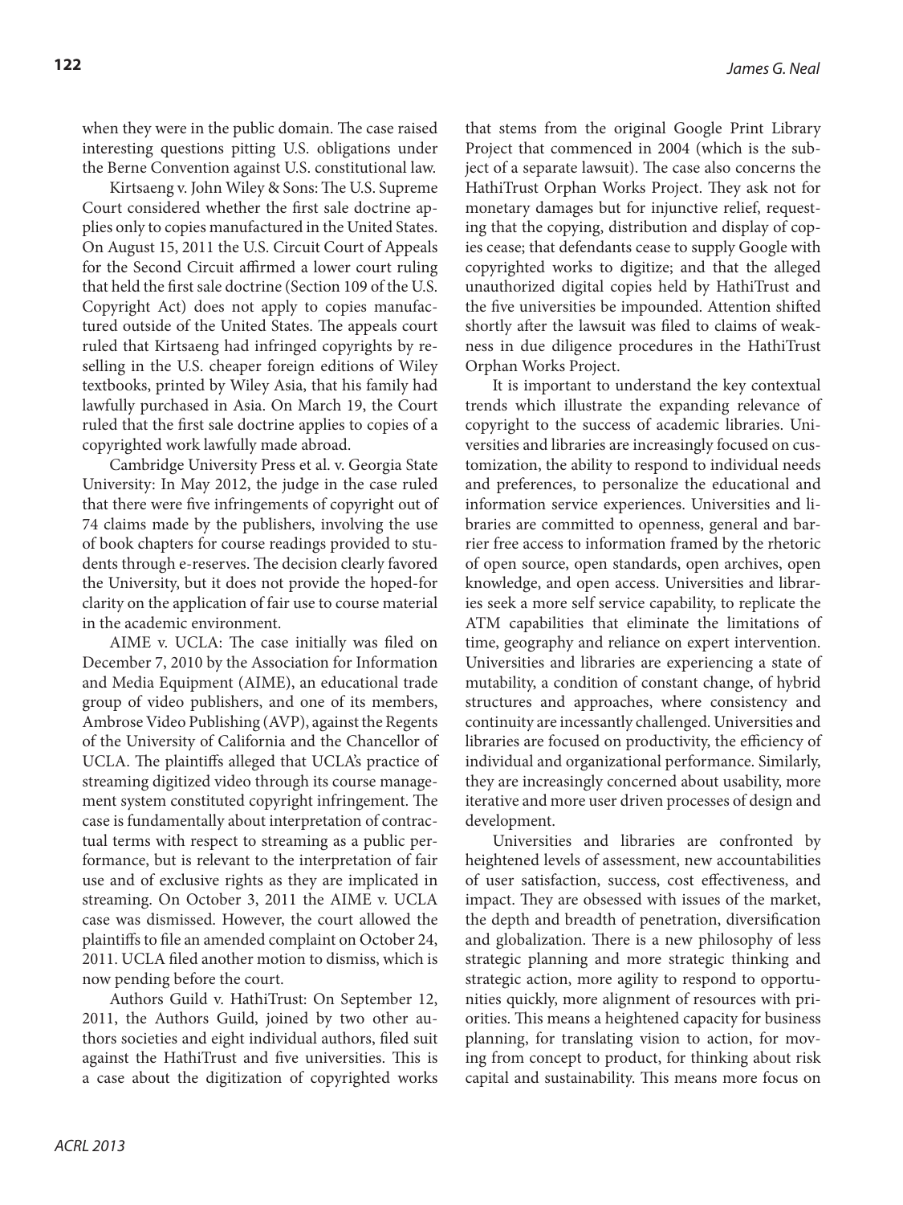when they were in the public domain. The case raised interesting questions pitting U.S. obligations under the Berne Convention against U.S. constitutional law.

Kirtsaeng v. John Wiley & Sons: The U.S. Supreme Court considered whether the first sale doctrine applies only to copies manufactured in the United States. On August 15, 2011 the U.S. Circuit Court of Appeals for the Second Circuit affirmed a lower court ruling that held the first sale doctrine (Section 109 of the U.S. Copyright Act) does not apply to copies manufactured outside of the United States. The appeals court ruled that Kirtsaeng had infringed copyrights by reselling in the U.S. cheaper foreign editions of Wiley textbooks, printed by Wiley Asia, that his family had lawfully purchased in Asia. On March 19, the Court ruled that the first sale doctrine applies to copies of a copyrighted work lawfully made abroad.

Cambridge University Press et al. v. Georgia State University: In May 2012, the judge in the case ruled that there were five infringements of copyright out of 74 claims made by the publishers, involving the use of book chapters for course readings provided to students through e-reserves. The decision clearly favored the University, but it does not provide the hoped-for clarity on the application of fair use to course material in the academic environment.

AIME v. UCLA: The case initially was filed on December 7, 2010 by the Association for Information and Media Equipment (AIME), an educational trade group of video publishers, and one of its members, Ambrose Video Publishing (AVP), against the Regents of the University of California and the Chancellor of UCLA. The plaintiffs alleged that UCLA's practice of streaming digitized video through its course management system constituted copyright infringement. The case is fundamentally about interpretation of contractual terms with respect to streaming as a public performance, but is relevant to the interpretation of fair use and of exclusive rights as they are implicated in streaming. On October 3, 2011 the AIME v. UCLA case was dismissed. However, the court allowed the plaintiffs to file an amended complaint on October 24, 2011. UCLA filed another motion to dismiss, which is now pending before the court.

Authors Guild v. HathiTrust: On September 12, 2011, the Authors Guild, joined by two other authors societies and eight individual authors, filed suit against the HathiTrust and five universities. This is a case about the digitization of copyrighted works that stems from the original Google Print Library Project that commenced in 2004 (which is the subject of a separate lawsuit). The case also concerns the HathiTrust Orphan Works Project. They ask not for monetary damages but for injunctive relief, requesting that the copying, distribution and display of copies cease; that defendants cease to supply Google with copyrighted works to digitize; and that the alleged unauthorized digital copies held by HathiTrust and the five universities be impounded. Attention shifted shortly after the lawsuit was filed to claims of weakness in due diligence procedures in the HathiTrust Orphan Works Project.

It is important to understand the key contextual trends which illustrate the expanding relevance of copyright to the success of academic libraries. Universities and libraries are increasingly focused on customization, the ability to respond to individual needs and preferences, to personalize the educational and information service experiences. Universities and libraries are committed to openness, general and barrier free access to information framed by the rhetoric of open source, open standards, open archives, open knowledge, and open access. Universities and libraries seek a more self service capability, to replicate the ATM capabilities that eliminate the limitations of time, geography and reliance on expert intervention. Universities and libraries are experiencing a state of mutability, a condition of constant change, of hybrid structures and approaches, where consistency and continuity are incessantly challenged. Universities and libraries are focused on productivity, the efficiency of individual and organizational performance. Similarly, they are increasingly concerned about usability, more iterative and more user driven processes of design and development.

Universities and libraries are confronted by heightened levels of assessment, new accountabilities of user satisfaction, success, cost effectiveness, and impact. They are obsessed with issues of the market, the depth and breadth of penetration, diversification and globalization. There is a new philosophy of less strategic planning and more strategic thinking and strategic action, more agility to respond to opportunities quickly, more alignment of resources with priorities. This means a heightened capacity for business planning, for translating vision to action, for moving from concept to product, for thinking about risk capital and sustainability. This means more focus on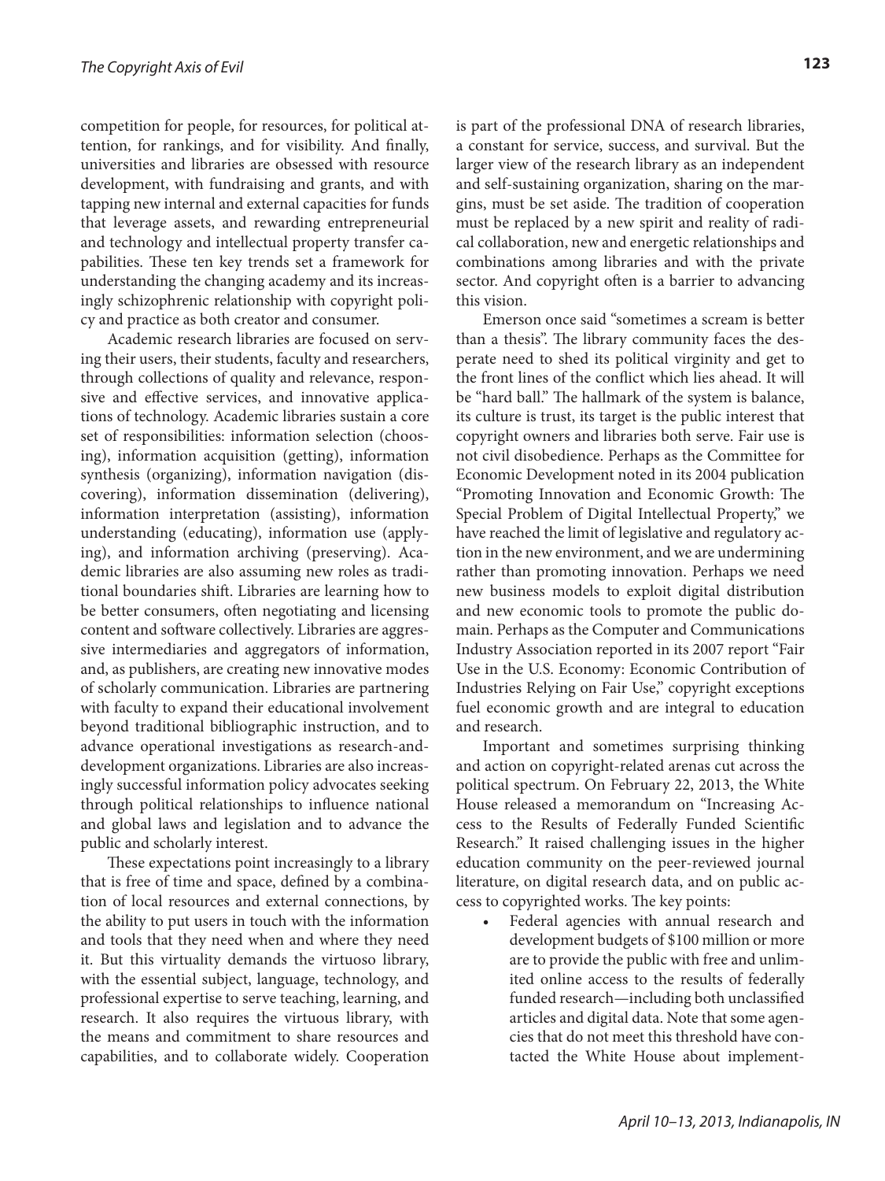competition for people, for resources, for political attention, for rankings, and for visibility. And finally, universities and libraries are obsessed with resource development, with fundraising and grants, and with tapping new internal and external capacities for funds that leverage assets, and rewarding entrepreneurial and technology and intellectual property transfer capabilities. These ten key trends set a framework for understanding the changing academy and its increasingly schizophrenic relationship with copyright policy and practice as both creator and consumer.

Academic research libraries are focused on serving their users, their students, faculty and researchers, through collections of quality and relevance, responsive and effective services, and innovative applications of technology. Academic libraries sustain a core set of responsibilities: information selection (choosing), information acquisition (getting), information synthesis (organizing), information navigation (discovering), information dissemination (delivering), information interpretation (assisting), information understanding (educating), information use (applying), and information archiving (preserving). Academic libraries are also assuming new roles as traditional boundaries shift. Libraries are learning how to be better consumers, often negotiating and licensing content and software collectively. Libraries are aggressive intermediaries and aggregators of information, and, as publishers, are creating new innovative modes of scholarly communication. Libraries are partnering with faculty to expand their educational involvement beyond traditional bibliographic instruction, and to advance operational investigations as research-and-development organizations. Libraries are also increasingly successful information policy advocates seeking through political relationships to influence national and global laws and legislation and to advance the public and scholarly interest.

These expectations point increasingly to a library that is free of time and space, defined by a combination of local resources and external connections, by the ability to put users in touch with the information and tools that they need when and where they need it. But this virtuality demands the virtuoso library, with the essential subject, language, technology, and professional expertise to serve teaching, learning, and research. It also requires the virtuous library, with the means and commitment to share resources and capabilities, and to collaborate widely. Cooperation is part of the professional DNA of research libraries, a constant for service, success, and survival. But the larger view of the research library as an independent and self-sustaining organization, sharing on the margins, must be set aside. The tradition of cooperation must be replaced by a new spirit and reality of radical collaboration, new and energetic relationships and combinations among libraries and with the private sector. And copyright often is a barrier to advancing this vision.

Emerson once said "sometimes a scream is better than a thesis". The library community faces the desperate need to shed its political virginity and get to the front lines of the conflict which lies ahead. It will be "hard ball." The hallmark of the system is balance, its culture is trust, its target is the public interest that copyright owners and libraries both serve. Fair use is not civil disobedience. Perhaps as the Committee for Economic Development noted in its 2004 publication "Promoting Innovation and Economic Growth: The Special Problem of Digital Intellectual Property," we have reached the limit of legislative and regulatory action in the new environment, and we are undermining rather than promoting innovation. Perhaps we need new business models to exploit digital distribution and new economic tools to promote the public domain. Perhaps as the Computer and Communications Industry Association reported in its 2007 report "Fair Use in the U.S. Economy: Economic Contribution of Industries Relying on Fair Use," copyright exceptions fuel economic growth and are integral to education and research.

Important and sometimes surprising thinking and action on copyright-related arenas cut across the political spectrum. On February 22, 2013, the White House released a memorandum on "Increasing Access to the Results of Federally Funded Scientific Research." It raised challenging issues in the higher education community on the peer-reviewed journal literature, on digital research data, and on public access to copyrighted works. The key points:

- Federal agencies with annual research and development budgets of $100 million or more are to provide the public with free and unlimited online access to the results of federally funded research—including both unclassified articles and digital data. Note that some agencies that do not meet this threshold have contacted the White House about implement-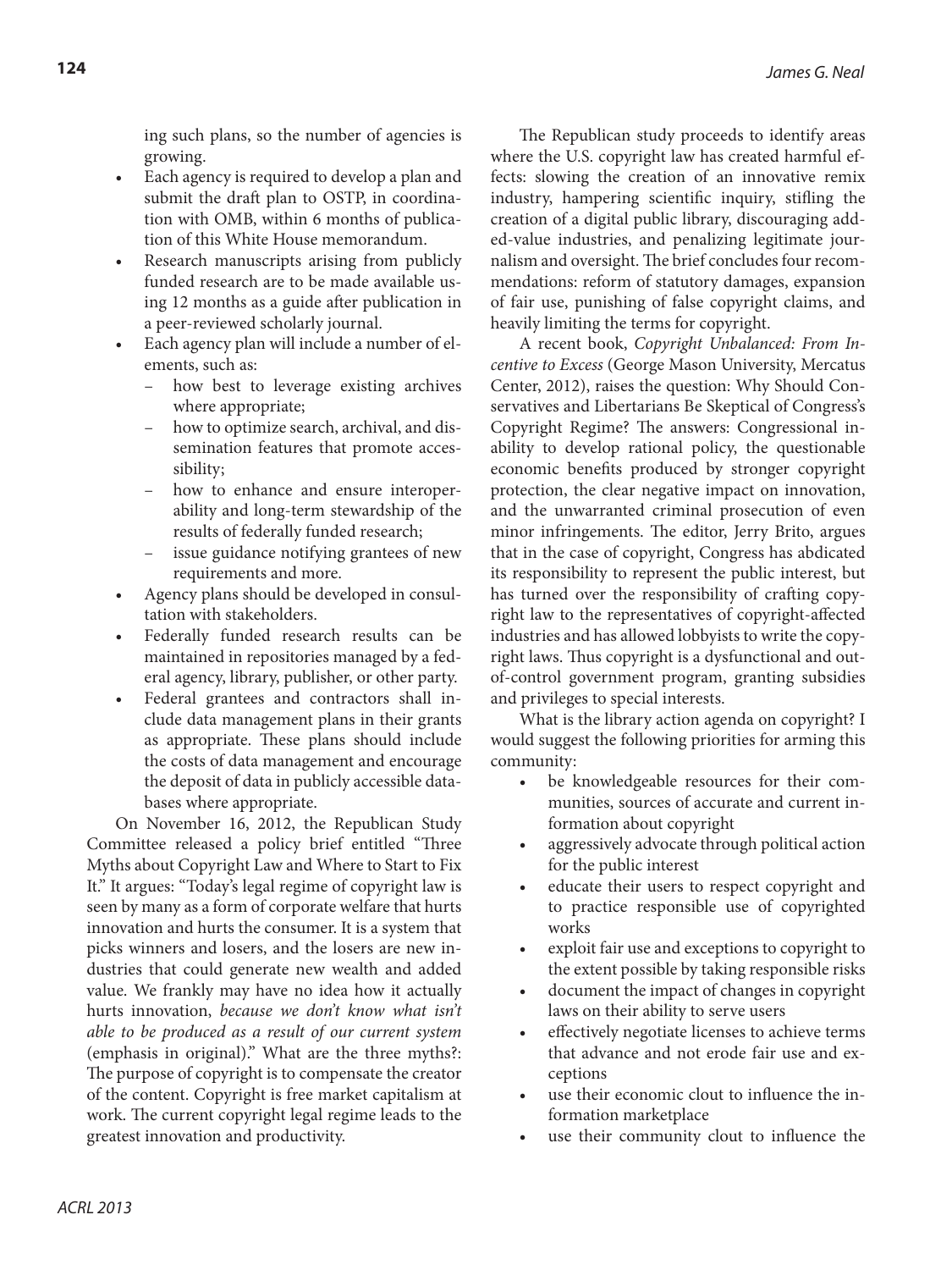ing such plans, so the number of agencies is growing.

- Each agency is required to develop a plan and submit the draft plan to OSTP, in coordination with OMB, within 6 months of publication of this White House memorandum.
- Research manuscripts arising from publicly funded research are to be made available using 12 months as a guide after publication in a peer-reviewed scholarly journal.
- Each agency plan will include a number of elements, such as:
  - how best to leverage existing archives where appropriate;
  - how to optimize search, archival, and dissemination features that promote accessibility;
  - how to enhance and ensure interoperability and long-term stewardship of the results of federally funded research;
  - issue guidance notifying grantees of new requirements and more.
- Agency plans should be developed in consultation with stakeholders.
- Federally funded research results can be maintained in repositories managed by a federal agency, library, publisher, or other party.
- Federal grantees and contractors shall include data management plans in their grants as appropriate. These plans should include the costs of data management and encourage the deposit of data in publicly accessible databases where appropriate.

On November 16, 2012, the Republican Study Committee released a policy brief entitled "Three Myths about Copyright Law and Where to Start to Fix It." It argues: "Today's legal regime of copyright law is seen by many as a form of corporate welfare that hurts innovation and hurts the consumer. It is a system that picks winners and losers, and the losers are new industries that could generate new wealth and added value. We frankly may have no idea how it actually hurts innovation, *because we don't know what isn't able to be produced as a result of our current system* (emphasis in original)." What are the three myths?: The purpose of copyright is to compensate the creator of the content. Copyright is free market capitalism at work. The current copyright legal regime leads to the greatest innovation and productivity.

The Republican study proceeds to identify areas where the U.S. copyright law has created harmful effects: slowing the creation of an innovative remix industry, hampering scientific inquiry, stifling the creation of a digital public library, discouraging added-value industries, and penalizing legitimate journalism and oversight. The brief concludes four recommendations: reform of statutory damages, expansion of fair use, punishing of false copyright claims, and heavily limiting the terms for copyright.

A recent book, *Copyright Unbalanced: From Incentive to Excess* (George Mason University, Mercatus Center, 2012), raises the question: Why Should Conservatives and Libertarians Be Skeptical of Congress's Copyright Regime? The answers: Congressional inability to develop rational policy, the questionable economic benefits produced by stronger copyright protection, the clear negative impact on innovation, and the unwarranted criminal prosecution of even minor infringements. The editor, Jerry Brito, argues that in the case of copyright, Congress has abdicated its responsibility to represent the public interest, but has turned over the responsibility of crafting copyright law to the representatives of copyright-affected industries and has allowed lobbyists to write the copyright laws. Thus copyright is a dysfunctional and out-of-control government program, granting subsidies and privileges to special interests.

What is the library action agenda on copyright? I would suggest the following priorities for arming this community:

- be knowledgeable resources for their communities, sources of accurate and current information about copyright
- aggressively advocate through political action for the public interest
- educate their users to respect copyright and to practice responsible use of copyrighted works
- exploit fair use and exceptions to copyright to the extent possible by taking responsible risks
- document the impact of changes in copyright laws on their ability to serve users
- effectively negotiate licenses to achieve terms that advance and not erode fair use and exceptions
- use their economic clout to influence the information marketplace
- use their community clout to influence the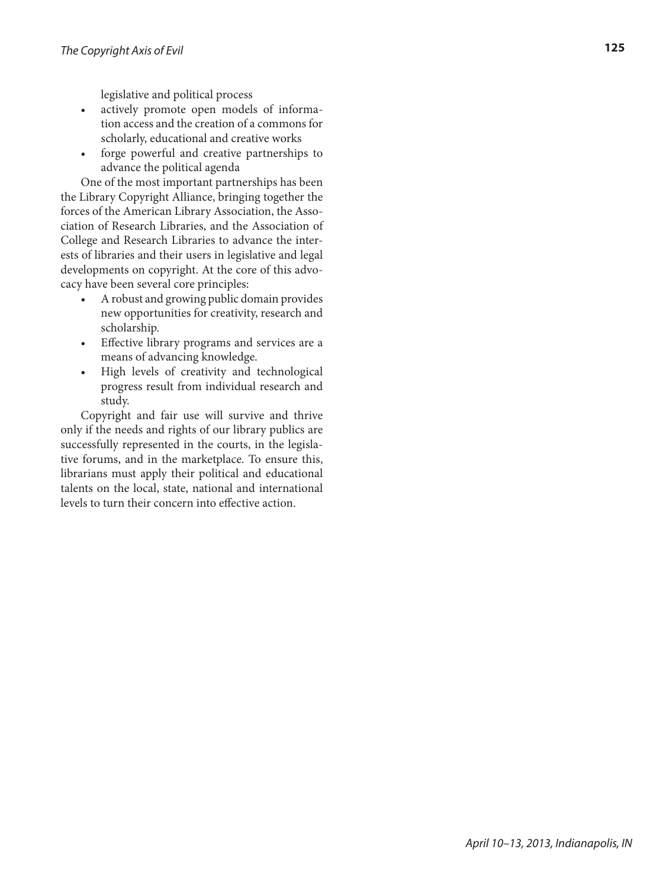legislative and political process

- actively promote open models of information access and the creation of a commons for scholarly, educational and creative works
- forge powerful and creative partnerships to advance the political agenda

One of the most important partnerships has been the Library Copyright Alliance, bringing together the forces of the American Library Association, the Association of Research Libraries, and the Association of College and Research Libraries to advance the interests of libraries and their users in legislative and legal developments on copyright. At the core of this advocacy have been several core principles:

- A robust and growing public domain provides new opportunities for creativity, research and scholarship.
- Effective library programs and services are a means of advancing knowledge.
- High levels of creativity and technological progress result from individual research and study.

Copyright and fair use will survive and thrive only if the needs and rights of our library publics are successfully represented in the courts, in the legislative forums, and in the marketplace. To ensure this, librarians must apply their political and educational talents on the local, state, national and international levels to turn their concern into effective action.